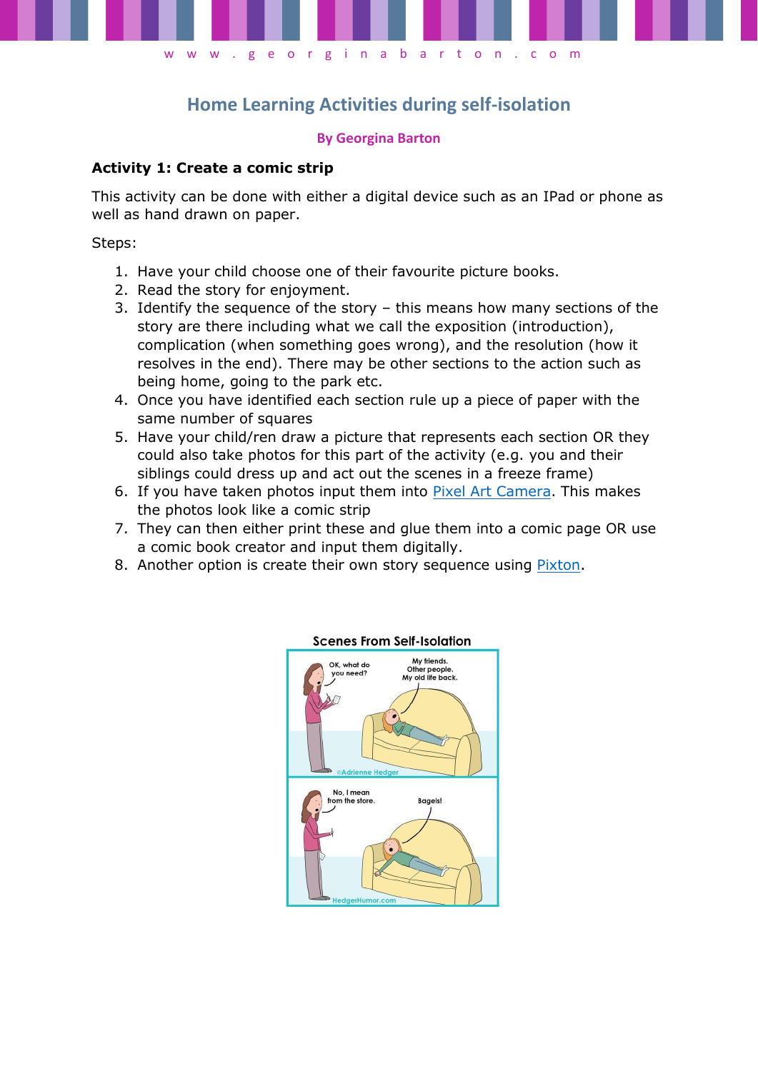# Home Learning Activities during self-isolation

**By Georgina Barton**

## Activity 1: Create a comic strip

This activity can be done with either a digital device such as an IPad or phone as well as hand drawn on paper.

Steps:

1. Have your child choose one of their favourite picture books.
2. Read the story for enjoyment.
3. Identify the sequence of the story – this means how many sections of the story are there including what we call the exposition (introduction), complication (when something goes wrong), and the resolution (how it resolves in the end). There may be other sections to the action such as being home, going to the park etc.
4. Once you have identified each section rule up a piece of paper with the same number of squares
5. Have your child/ren draw a picture that represents each section OR they could also take photos for this part of the activity (e.g. you and their siblings could dress up and act out the scenes in a freeze frame)
6. If you have taken photos input them into Pixel Art Camera. This makes the photos look like a comic strip
7. They can then either print these and glue them into a comic page OR use a comic book creator and input them digitally.
8. Another option is create their own story sequence using Pixton.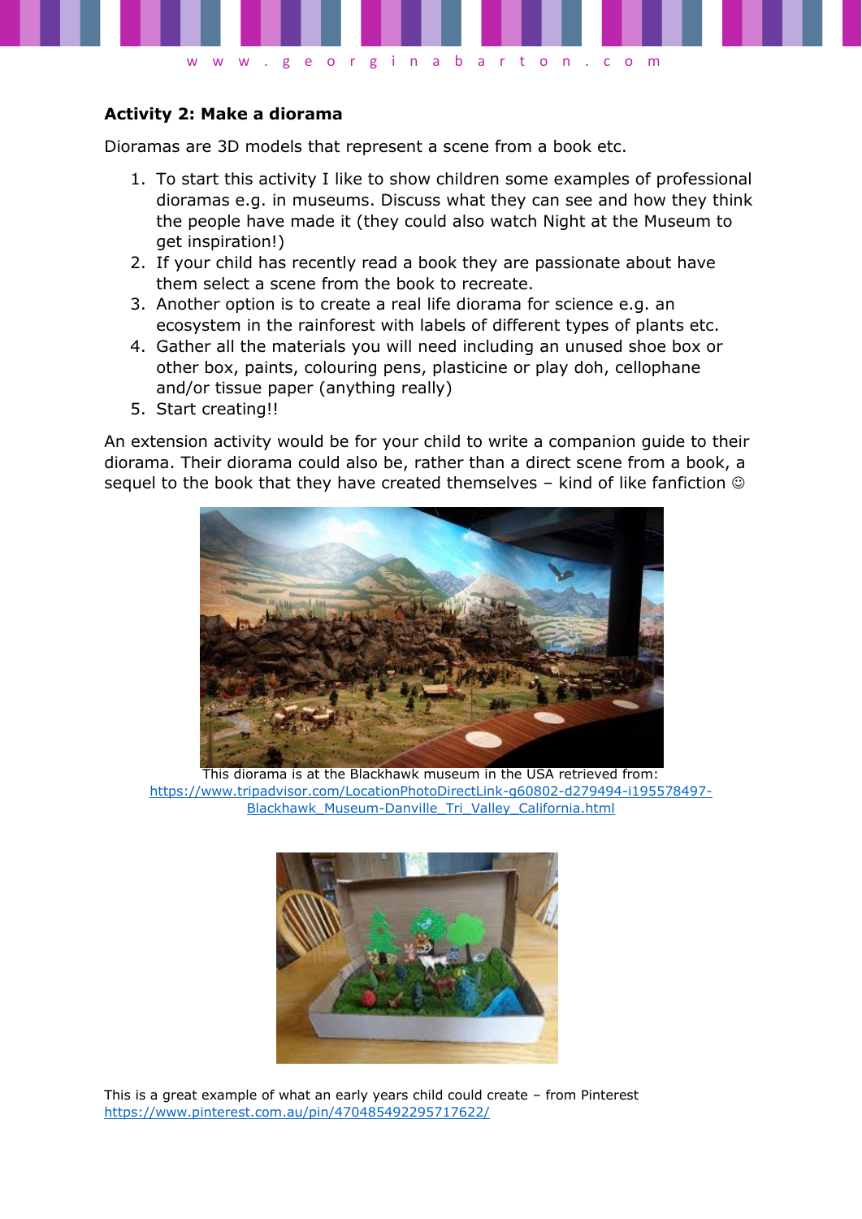**Activity 2: Make a diorama**

Dioramas are 3D models that represent a scene from a book etc.

1. To start this activity I like to show children some examples of professional dioramas e.g. in museums. Discuss what they can see and how they think the people have made it (they could also watch Night at the Museum to get inspiration!)
2. If your child has recently read a book they are passionate about have them select a scene from the book to recreate.
3. Another option is to create a real life diorama for science e.g. an ecosystem in the rainforest with labels of different types of plants etc.
4. Gather all the materials you will need including an unused shoe box or other box, paints, colouring pens, plasticine or play doh, cellophane and/or tissue paper (anything really)
5. Start creating!!

An extension activity would be for your child to write a companion guide to their diorama. Their diorama could also be, rather than a direct scene from a book, a sequel to the book that they have created themselves – kind of like fanfiction ☺

This diorama is at the Blackhawk museum in the USA retrieved from: https://www.tripadvisor.com/LocationPhotoDirectLink-g60802-d279494-i195578497-Blackhawk_Museum-Danville_Tri_Valley_California.html

This is a great example of what an early years child could create – from Pinterest https://www.pinterest.com.au/pin/470485492295717622/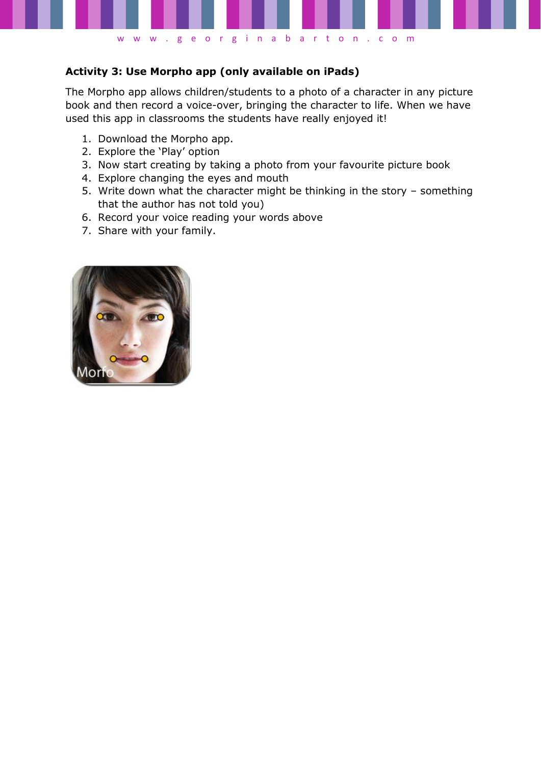**Activity 3: Use Morpho app (only available on iPads)**

The Morpho app allows children/students to a photo of a character in any picture book and then record a voice-over, bringing the character to life. When we have used this app in classrooms the students have really enjoyed it!

1. Download the Morpho app.
2. Explore the 'Play' option
3. Now start creating by taking a photo from your favourite picture book
4. Explore changing the eyes and mouth
5. Write down what the character might be thinking in the story – something that the author has not told you)
6. Record your voice reading your words above
7. Share with your family.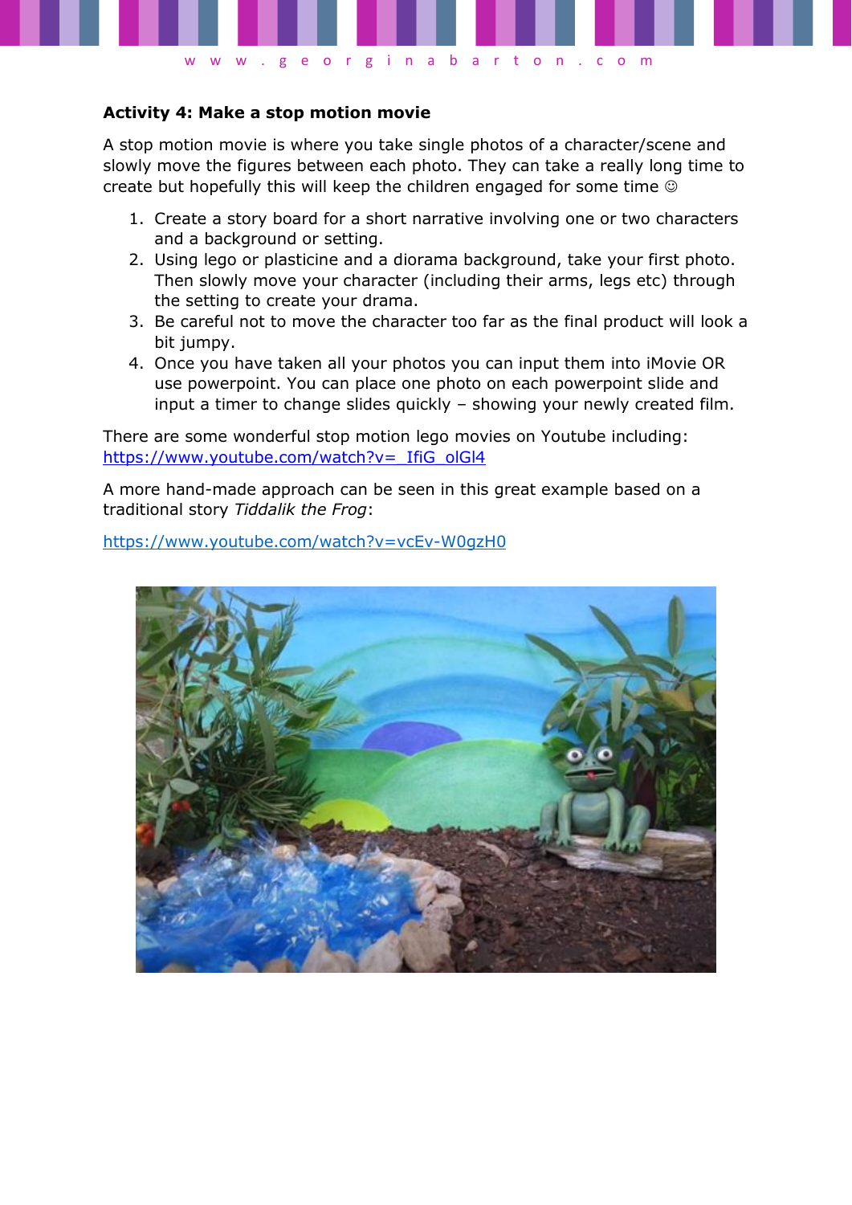**Activity 4: Make a stop motion movie**

A stop motion movie is where you take single photos of a character/scene and slowly move the figures between each photo. They can take a really long time to create but hopefully this will keep the children engaged for some time ☺

1. Create a story board for a short narrative involving one or two characters and a background or setting.
2. Using lego or plasticine and a diorama background, take your first photo. Then slowly move your character (including their arms, legs etc) through the setting to create your drama.
3. Be careful not to move the character too far as the final product will look a bit jumpy.
4. Once you have taken all your photos you can input them into iMovie OR use powerpoint. You can place one photo on each powerpoint slide and input a timer to change slides quickly – showing your newly created film.

There are some wonderful stop motion lego movies on Youtube including: https://www.youtube.com/watch?v=_IfiG_olGl4

A more hand-made approach can be seen in this great example based on a traditional story *Tiddalik the Frog*:

https://www.youtube.com/watch?v=vcEv-W0gzH0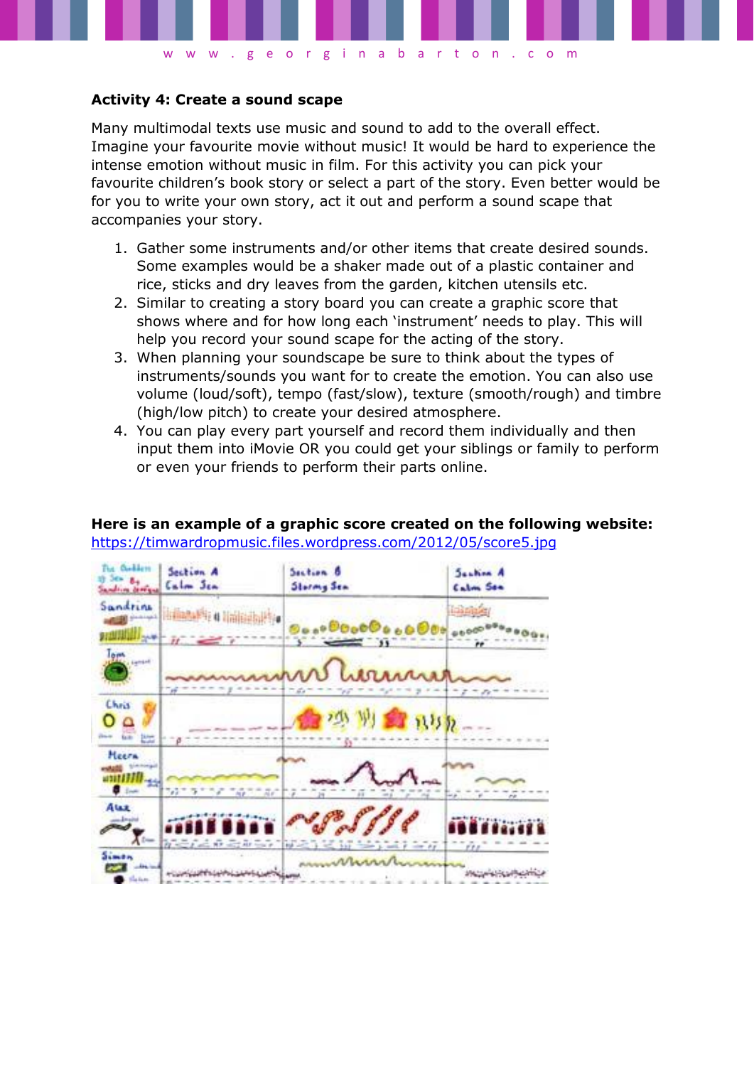### Activity 4: Create a sound scape

Many multimodal texts use music and sound to add to the overall effect. Imagine your favourite movie without music! It would be hard to experience the intense emotion without music in film. For this activity you can pick your favourite children's book story or select a part of the story. Even better would be for you to write your own story, act it out and perform a sound scape that accompanies your story.

1. Gather some instruments and/or other items that create desired sounds. Some examples would be a shaker made out of a plastic container and rice, sticks and dry leaves from the garden, kitchen utensils etc.
2. Similar to creating a story board you can create a graphic score that shows where and for how long each 'instrument' needs to play. This will help you record your sound scape for the acting of the story.
3. When planning your soundscape be sure to think about the types of instruments/sounds you want for to create the emotion. You can also use volume (loud/soft), tempo (fast/slow), texture (smooth/rough) and timbre (high/low pitch) to create your desired atmosphere.
4. You can play every part yourself and record them individually and then input them into iMovie OR you could get your siblings or family to perform or even your friends to perform their parts online.

**Here is an example of a graphic score created on the following website:** https://timwardropmusic.files.wordpress.com/2012/05/score5.jpg